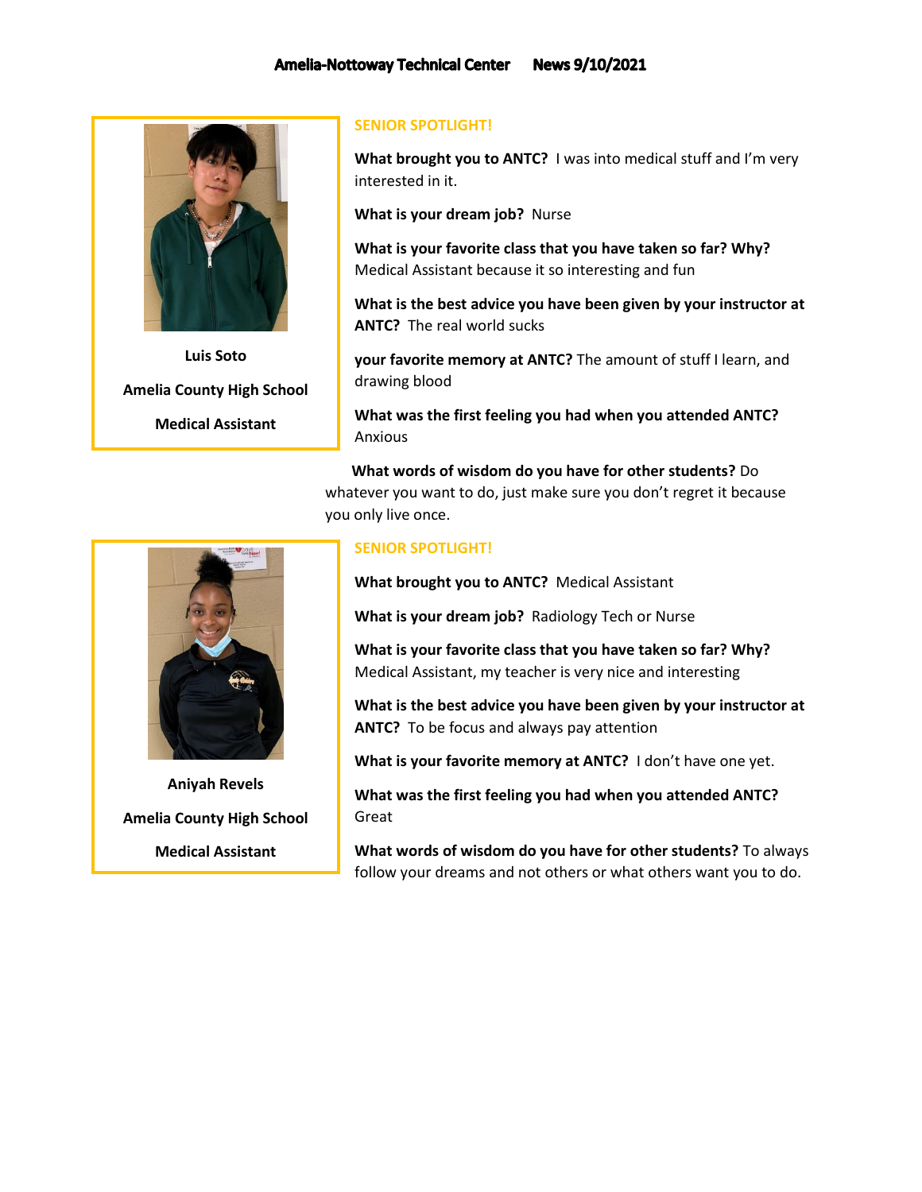# Amelia-Nottoway Technical Center News 9/10/2021

Luis Soto

Amelia County High School

Medical Assistant

## SENIOR SPOTLIGHT!

**What brought you to ANTC?** I was into medical stuff and I'm very interested in it.

**What is your dream job?** Nurse

**What is your favorite class that you have taken so far? Why?** Medical Assistant because it so interesting and fun

**What is the best advice you have been given by your instructor at ANTC?** The real world sucks

**your favorite memory at ANTC?** The amount of stuff I learn, and drawing blood

**What was the first feeling you had when you attended ANTC?** Anxious

**What words of wisdom do you have for other students?** Do whatever you want to do, just make sure you don't regret it because you only live once.

Aniyah Revels

Amelia County High School

Medical Assistant

## SENIOR SPOTLIGHT!

**What brought you to ANTC?** Medical Assistant

**What is your dream job?** Radiology Tech or Nurse

**What is your favorite class that you have taken so far? Why?** Medical Assistant, my teacher is very nice and interesting

**What is the best advice you have been given by your instructor at ANTC?** To be focus and always pay attention

**What is your favorite memory at ANTC?** I don't have one yet.

**What was the first feeling you had when you attended ANTC?** Great

**What words of wisdom do you have for other students?** To always follow your dreams and not others or what others want you to do.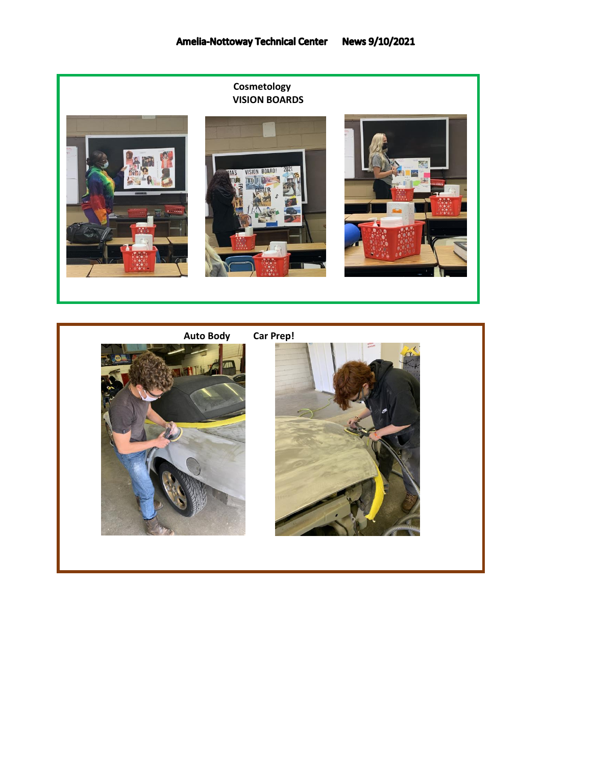# Amelia-Nottoway Technical Center News 9/10/2021

## Cosmetology
## VISION BOARDS

## Auto Body Car Prep!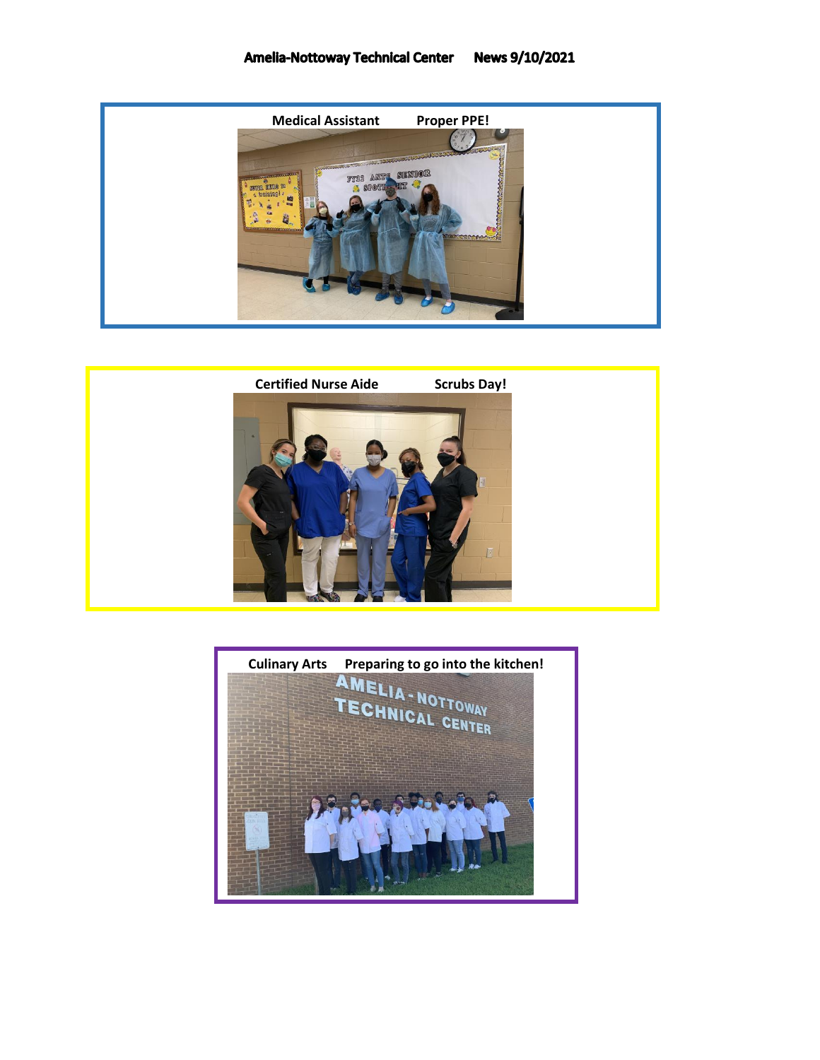**Amelia-Nottoway Technical Center News 9/10/2021**

**Medical Assistant Proper PPE!**

**Certified Nurse Aide Scrubs Day!**

**Culinary Arts Preparing to go into the kitchen!**